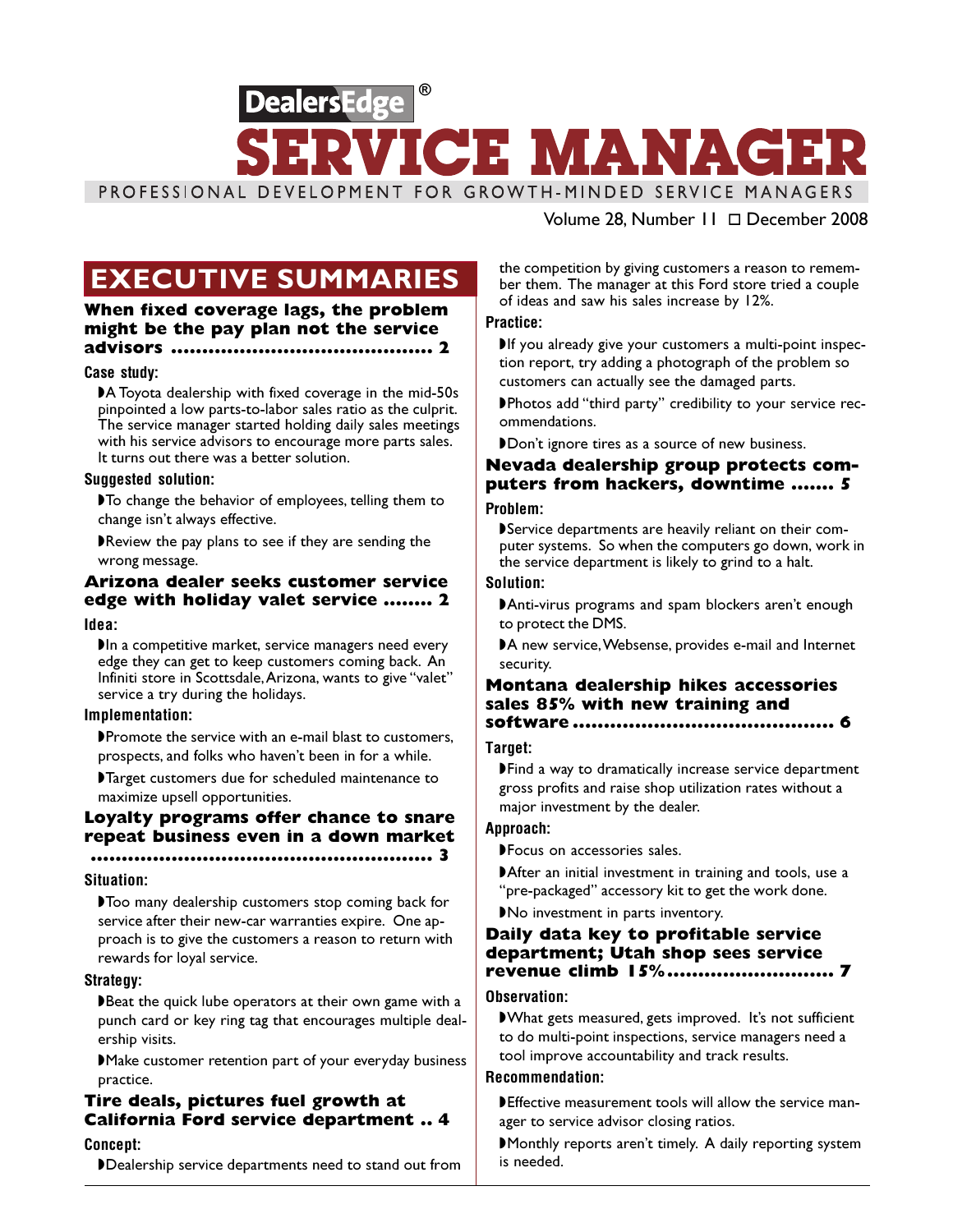# DealersEdge® SERVICE MANAGER

PROFESSIONAL DEVELOPMENT FOR GROWTH-MINDED SERVICE MANAGERS

Volume 28, Number 11 ☐ December 2008

## EXECUTIVE SUMMARIES

### When fixed coverage lags, the problem might be the pay plan not the service advisors ........................................ 2

**Case study:**

- A Toyota dealership with fixed coverage in the mid-50s pinpointed a low parts-to-labor sales ratio as the culprit. The service manager started holding daily sales meetings with his service advisors to encourage more parts sales. It turns out there was a better solution.

**Suggested solution:**

- To change the behavior of employees, telling them to change isn't always effective.
- Review the pay plans to see if they are sending the wrong message.

### Arizona dealer seeks customer service edge with holiday valet service ........ 2

**Idea:**

- In a competitive market, service managers need every edge they can get to keep customers coming back. An Infiniti store in Scottsdale, Arizona, wants to give "valet" service a try during the holidays.

**Implementation:**

- Promote the service with an e-mail blast to customers, prospects, and folks who haven't been in for a while.
- Target customers due for scheduled maintenance to maximize upsell opportunities.

### Loyalty programs offer chance to snare repeat business even in a down market ...................................................... 3

**Situation:**

- Too many dealership customers stop coming back for service after their new-car warranties expire. One approach is to give the customers a reason to return with rewards for loyal service.

**Strategy:**

- Beat the quick lube operators at their own game with a punch card or key ring tag that encourages multiple dealership visits.
- Make customer retention part of your everyday business practice.

### Tire deals, pictures fuel growth at California Ford service department .. 4

**Concept:**

- Dealership service departments need to stand out from the competition by giving customers a reason to remember them. The manager at this Ford store tried a couple of ideas and saw his sales increase by 12%.

**Practice:**

- If you already give your customers a multi-point inspection report, try adding a photograph of the problem so customers can actually see the damaged parts.
- Photos add "third party" credibility to your service recommendations.
- Don't ignore tires as a source of new business.

### Nevada dealership group protects computers from hackers, downtime ....... 5

**Problem:**

- Service departments are heavily reliant on their computer systems. So when the computers go down, work in the service department is likely to grind to a halt.

**Solution:**

- Anti-virus programs and spam blockers aren't enough to protect the DMS.
- A new service, Websense, provides e-mail and Internet security.

### Montana dealership hikes accessories sales 85% with new training and software ........................................ 6

**Target:**

- Find a way to dramatically increase service department gross profits and raise shop utilization rates without a major investment by the dealer.

**Approach:**

- Focus on accessories sales.
- After an initial investment in training and tools, use a "pre-packaged" accessory kit to get the work done.
- No investment in parts inventory.

### Daily data key to profitable service department; Utah shop sees service revenue climb 15%.......................... 7

**Observation:**

- What gets measured, gets improved. It's not sufficient to do multi-point inspections, service managers need a tool improve accountability and track results.

**Recommendation:**

- Effective measurement tools will allow the service manager to service advisor closing ratios.
- Monthly reports aren't timely. A daily reporting system is needed.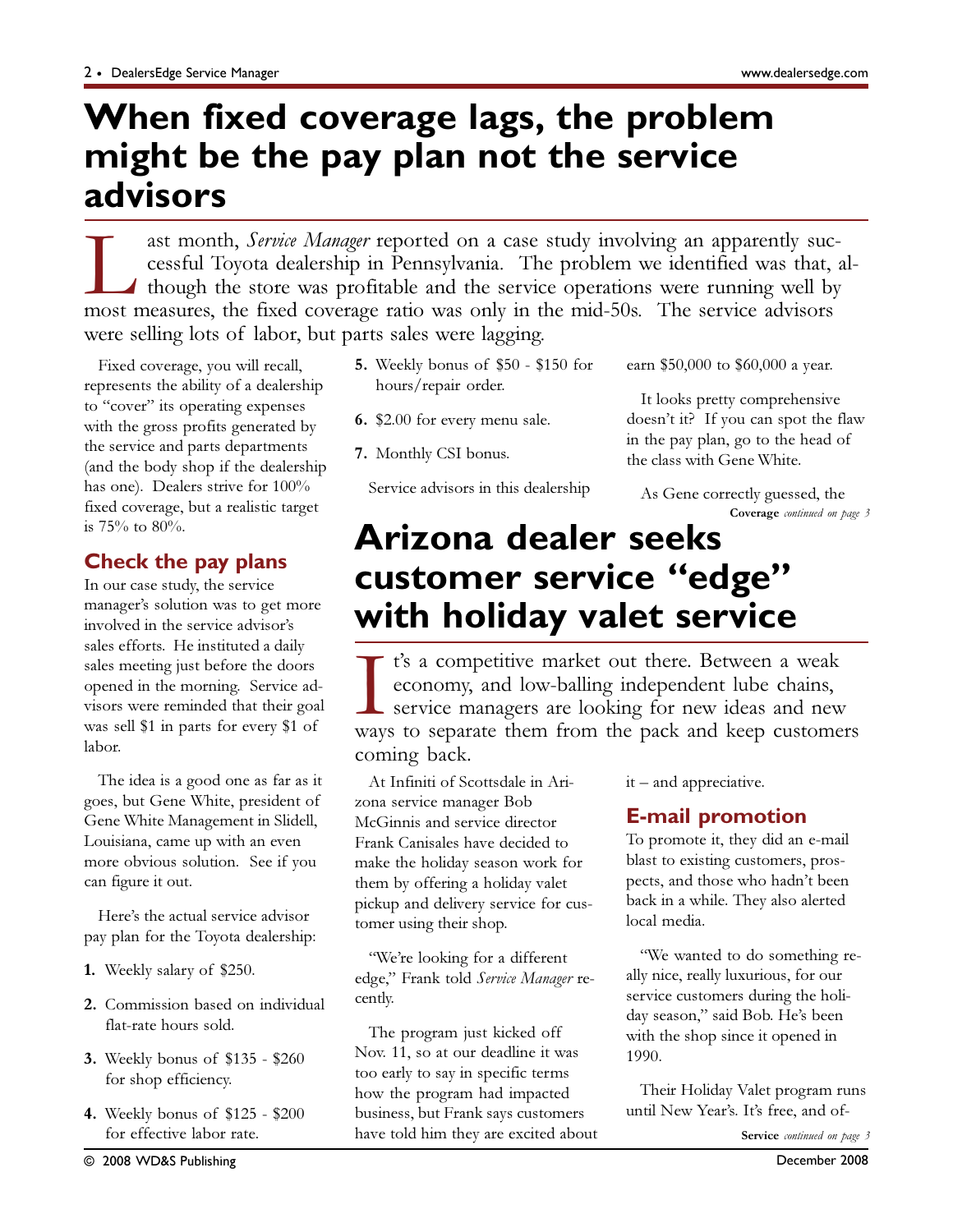# When fixed coverage lags, the problem might be the pay plan not the service advisors

Last month, *Service Manager* reported on a case study involving an apparently successful Toyota dealership in Pennsylvania. The problem we identified was that, although the store was profitable and the service operations were running well by most measures, the fixed coverage ratio was only in the mid-50s. The service advisors were selling lots of labor, but parts sales were lagging.

Fixed coverage, you will recall, represents the ability of a dealership to "cover" its operating expenses with the gross profits generated by the service and parts departments (and the body shop if the dealership has one). Dealers strive for 100% fixed coverage, but a realistic target is 75% to 80%.

## Check the pay plans

In our case study, the service manager's solution was to get more involved in the service advisor's sales efforts. He instituted a daily sales meeting just before the doors opened in the morning. Service advisors were reminded that their goal was sell $1 in parts for every $1 of labor.

The idea is a good one as far as it goes, but Gene White, president of Gene White Management in Slidell, Louisiana, came up with an even more obvious solution. See if you can figure it out.

Here's the actual service advisor pay plan for the Toyota dealership:

1. Weekly salary of $250.
2. Commission based on individual flat-rate hours sold.
3. Weekly bonus of $135 - $260 for shop efficiency.
4. Weekly bonus of $125 - $200 for effective labor rate.
5. Weekly bonus of $50 - $150 for hours/repair order.
6. $2.00 for every menu sale.
7. Monthly CSI bonus.

Service advisors in this dealership earn $50,000 to $60,000 a year.

It looks pretty comprehensive doesn't it? If you can spot the flaw in the pay plan, go to the head of the class with Gene White.

As Gene correctly guessed, the

**Coverage** *continued on page 3*

# Arizona dealer seeks customer service "edge" with holiday valet service

It's a competitive market out there. Between a weak economy, and low-balling independent lube chains, service managers are looking for new ideas and new ways to separate them from the pack and keep customers coming back.

At Infiniti of Scottsdale in Arizona service manager Bob McGinnis and service director Frank Canisales have decided to make the holiday season work for them by offering a holiday valet pickup and delivery service for customer using their shop.

"We're looking for a different edge," Frank told *Service Manager* recently.

The program just kicked off Nov. 11, so at our deadline it was too early to say in specific terms how the program had impacted business, but Frank says customers have told him they are excited about it – and appreciative.

## E-mail promotion

To promote it, they did an e-mail blast to existing customers, prospects, and those who hadn't been back in a while. They also alerted local media.

"We wanted to do something really nice, really luxurious, for our service customers during the holiday season," said Bob. He's been with the shop since it opened in 1990.

Their Holiday Valet program runs until New Year's. It's free, and of-

**Service** *continued on page 3*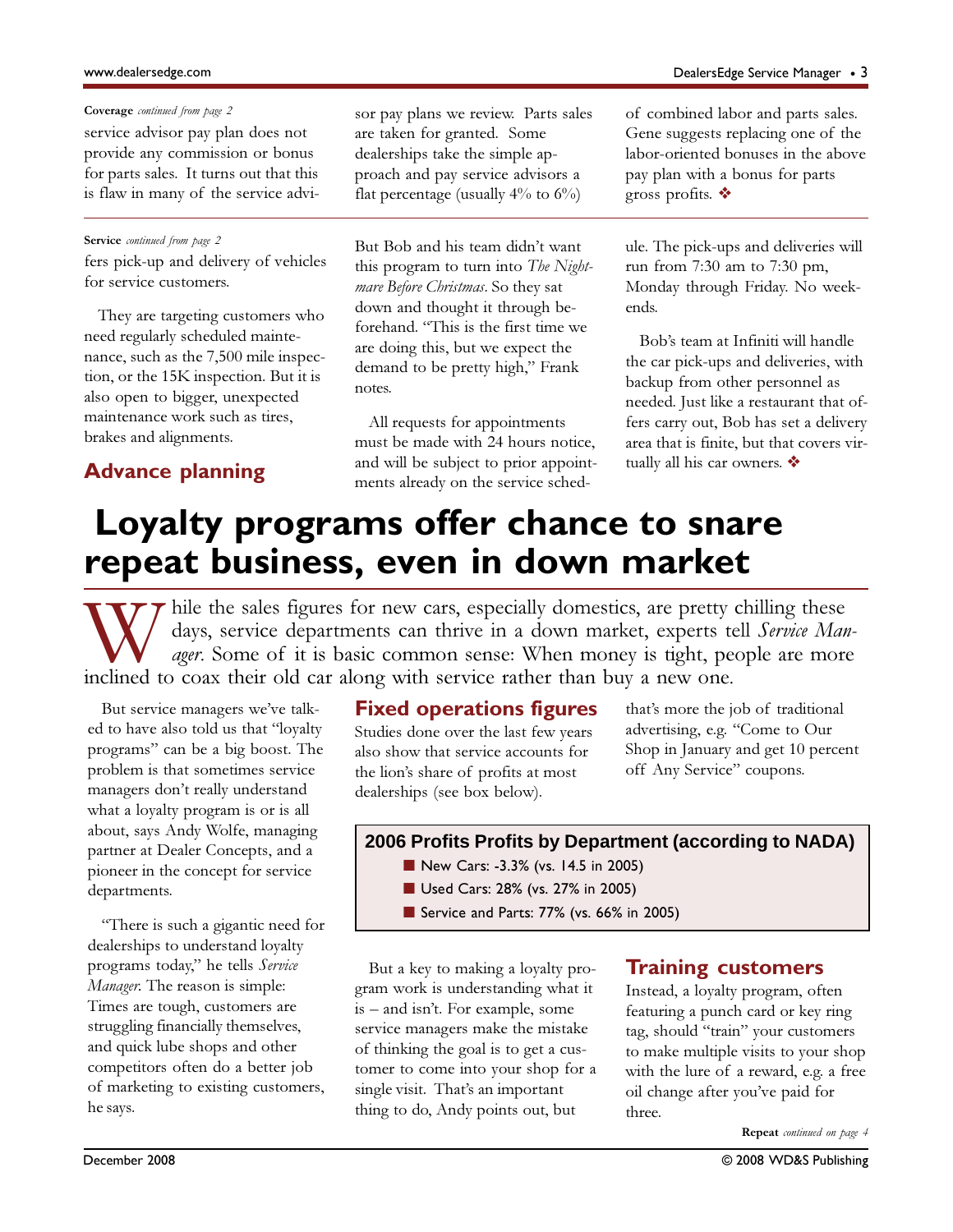**Coverage** *continued from page 2*

service advisor pay plan does not provide any commission or bonus for parts sales. It turns out that this is flaw in many of the service advisor pay plans we review. Parts sales are taken for granted. Some dealerships take the simple approach and pay service advisors a flat percentage (usually 4% to 6%) of combined labor and parts sales. Gene suggests replacing one of the labor-oriented bonuses in the above pay plan with a bonus for parts gross profits. ❖

---

**Service** *continued from page 2*

fers pick-up and delivery of vehicles for service customers.

They are targeting customers who need regularly scheduled maintenance, such as the 7,500 mile inspection, or the 15K inspection. But it is also open to bigger, unexpected maintenance work such as tires, brakes and alignments.

## Advance planning

But Bob and his team didn't want this program to turn into *The Nightmare Before Christmas*. So they sat down and thought it through beforehand. "This is the first time we are doing this, but we expect the demand to be pretty high," Frank notes.

All requests for appointments must be made with 24 hours notice, and will be subject to prior appointments already on the service schedule. The pick-ups and deliveries will run from 7:30 am to 7:30 pm, Monday through Friday. No weekends.

Bob's team at Infiniti will handle the car pick-ups and deliveries, with backup from other personnel as needed. Just like a restaurant that offers carry out, Bob has set a delivery area that is finite, but that covers virtually all his car owners. ❖

# Loyalty programs offer chance to snare repeat business, even in down market

While the sales figures for new cars, especially domestics, are pretty chilling these days, service departments can thrive in a down market, experts tell *Service Manager*. Some of it is basic common sense: When money is tight, people are more inclined to coax their old car along with service rather than buy a new one.

But service managers we've talked to have also told us that "loyalty programs" can be a big boost. The problem is that sometimes service managers don't really understand what a loyalty program is or is all about, says Andy Wolfe, managing partner at Dealer Concepts, and a pioneer in the concept for service departments.

"There is such a gigantic need for dealerships to understand loyalty programs today," he tells *Service Manager*. The reason is simple: Times are tough, customers are struggling financially themselves, and quick lube shops and other competitors often do a better job of marketing to existing customers, he says.

## Fixed operations figures

Studies done over the last few years also show that service accounts for the lion's share of profits at most dealerships (see box below).

**2006 Profits Profits by Department (according to NADA)**

- New Cars: -3.3% (vs. 14.5 in 2005)
- Used Cars: 28% (vs. 27% in 2005)
- Service and Parts: 77% (vs. 66% in 2005)

But a key to making a loyalty program work is understanding what it is – and isn't. For example, some service managers make the mistake of thinking the goal is to get a customer to come into your shop for a single visit. That's an important thing to do, Andy points out, but that's more the job of traditional advertising, e.g. "Come to Our Shop in January and get 10 percent off Any Service" coupons.

## Training customers

Instead, a loyalty program, often featuring a punch card or key ring tag, should "train" your customers to make multiple visits to your shop with the lure of a reward, e.g. a free oil change after you've paid for three.

**Repeat** *continued on page 4*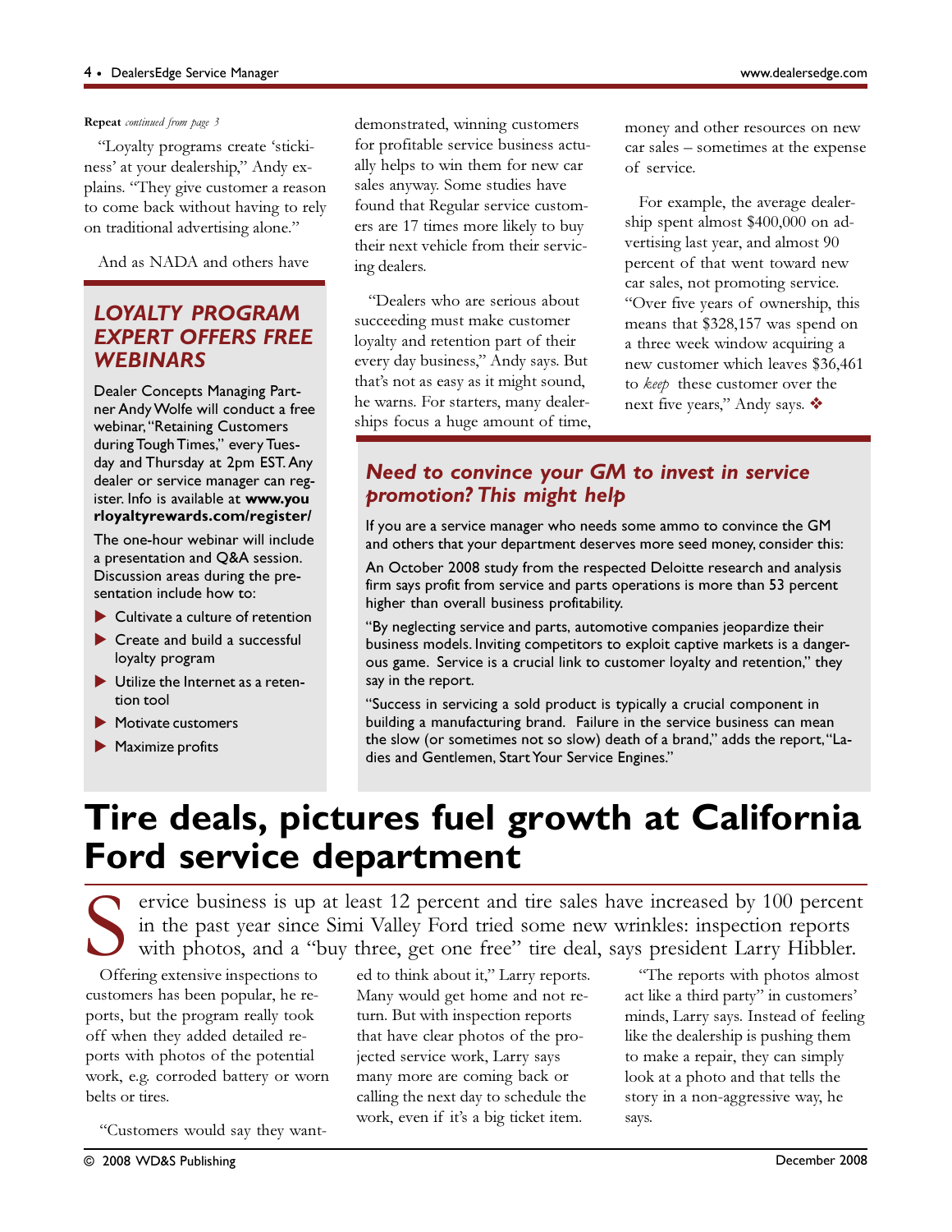**Repeat** *continued from page 3*

"Loyalty programs create 'stickiness' at your dealership," Andy explains. "They give customer a reason to come back without having to rely on traditional advertising alone."

And as NADA and others have demonstrated, winning customers for profitable service business actually helps to win them for new car sales anyway. Some studies have found that Regular service customers are 17 times more likely to buy their next vehicle from their servicing dealers.

"Dealers who are serious about succeeding must make customer loyalty and retention part of their every day business," Andy says. But that's not as easy as it might sound, he warns. For starters, many dealerships focus a huge amount of time, money and other resources on new car sales – sometimes at the expense of service.

For example, the average dealership spent almost $400,000 on advertising last year, and almost 90 percent of that went toward new car sales, not promoting service. "Over five years of ownership, this means that $328,157 was spend on a three week window acquiring a new customer which leaves $36,461 to *keep* these customer over the next five years," Andy says. ❖

### *LOYALTY PROGRAM EXPERT OFFERS FREE WEBINARS*

Dealer Concepts Managing Partner Andy Wolfe will conduct a free webinar, "Retaining Customers during Tough Times," every Tuesday and Thursday at 2pm EST. Any dealer or service manager can register. Info is available at **www.yourloyaltyrewards.com/register/**

The one-hour webinar will include a presentation and Q&A session. Discussion areas during the presentation include how to:

- Cultivate a culture of retention
- Create and build a successful loyalty program
- Utilize the Internet as a retention tool
- Motivate customers
- Maximize profits

### *Need to convince your GM to invest in service promotion? This might help*

If you are a service manager who needs some ammo to convince the GM and others that your department deserves more seed money, consider this:

An October 2008 study from the respected Deloitte research and analysis firm says profit from service and parts operations is more than 53 percent higher than overall business profitability.

"By neglecting service and parts, automotive companies jeopardize their business models. Inviting competitors to exploit captive markets is a dangerous game. Service is a crucial link to customer loyalty and retention," they say in the report.

"Success in servicing a sold product is typically a crucial component in building a manufacturing brand. Failure in the service business can mean the slow (or sometimes not so slow) death of a brand," adds the report, "Ladies and Gentlemen, Start Your Service Engines."

# Tire deals, pictures fuel growth at California Ford service department

Service business is up at least 12 percent and tire sales have increased by 100 percent in the past year since Simi Valley Ford tried some new wrinkles: inspection reports with photos, and a "buy three, get one free" tire deal, says president Larry Hibbler.

Offering extensive inspections to customers has been popular, he reports, but the program really took off when they added detailed reports with photos of the potential work, e.g. corroded battery or worn belts or tires.

"Customers would say they wanted to think about it," Larry reports. Many would get home and not return. But with inspection reports that have clear photos of the projected service work, Larry says many more are coming back or calling the next day to schedule the work, even if it's a big ticket item.

"The reports with photos almost act like a third party" in customers' minds, Larry says. Instead of feeling like the dealership is pushing them to make a repair, they can simply look at a photo and that tells the story in a non-aggressive way, he says.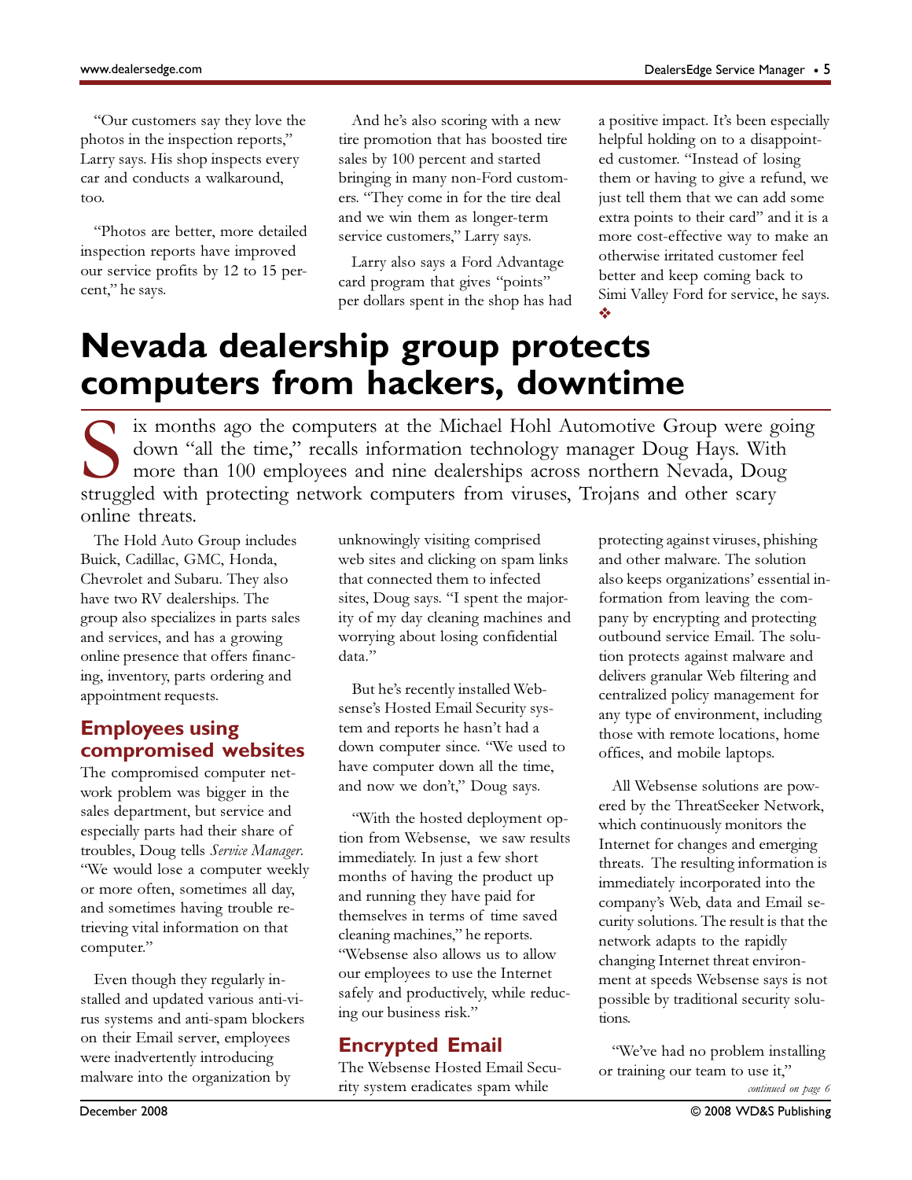"Our customers say they love the photos in the inspection reports," Larry says. His shop inspects every car and conducts a walkaround, too.

"Photos are better, more detailed inspection reports have improved our service profits by 12 to 15 percent," he says.

And he's also scoring with a new tire promotion that has boosted tire sales by 100 percent and started bringing in many non-Ford customers. "They come in for the tire deal and we win them as longer-term service customers," Larry says.

Larry also says a Ford Advantage card program that gives "points" per dollars spent in the shop has had a positive impact. It's been especially helpful holding on to a disappointed customer. "Instead of losing them or having to give a refund, we just tell them that we can add some extra points to their card" and it is a more cost-effective way to make an otherwise irritated customer feel better and keep coming back to Simi Valley Ford for service, he says. ❖

# Nevada dealership group protects computers from hackers, downtime

Six months ago the computers at the Michael Hohl Automotive Group were going down "all the time," recalls information technology manager Doug Hays. With more than 100 employees and nine dealerships across northern Nevada, Doug struggled with protecting network computers from viruses, Trojans and other scary online threats.

The Hold Auto Group includes Buick, Cadillac, GMC, Honda, Chevrolet and Subaru. They also have two RV dealerships. The group also specializes in parts sales and services, and has a growing online presence that offers financing, inventory, parts ordering and appointment requests.

## Employees using compromised websites

The compromised computer network problem was bigger in the sales department, but service and especially parts had their share of troubles, Doug tells *Service Manager*. "We would lose a computer weekly or more often, sometimes all day, and sometimes having trouble retrieving vital information on that computer."

Even though they regularly installed and updated various anti-virus systems and anti-spam blockers on their Email server, employees were inadvertently introducing malware into the organization by unknowingly visiting comprised web sites and clicking on spam links that connected them to infected sites, Doug says. "I spent the majority of my day cleaning machines and worrying about losing confidential data."

But he's recently installed Websense's Hosted Email Security system and reports he hasn't had a down computer since. "We used to have computer down all the time, and now we don't," Doug says.

"With the hosted deployment option from Websense, we saw results immediately. In just a few short months of having the product up and running they have paid for themselves in terms of time saved cleaning machines," he reports. "Websense also allows us to allow our employees to use the Internet safely and productively, while reducing our business risk."

## Encrypted Email

The Websense Hosted Email Security system eradicates spam while protecting against viruses, phishing and other malware. The solution also keeps organizations' essential information from leaving the company by encrypting and protecting outbound service Email. The solution protects against malware and delivers granular Web filtering and centralized policy management for any type of environment, including those with remote locations, home offices, and mobile laptops.

All Websense solutions are powered by the ThreatSeeker Network, which continuously monitors the Internet for changes and emerging threats. The resulting information is immediately incorporated into the company's Web, data and Email security solutions. The result is that the network adapts to the rapidly changing Internet threat environment at speeds Websense says is not possible by traditional security solutions.

"We've had no problem installing or training our team to use it,"

*continued on page 6*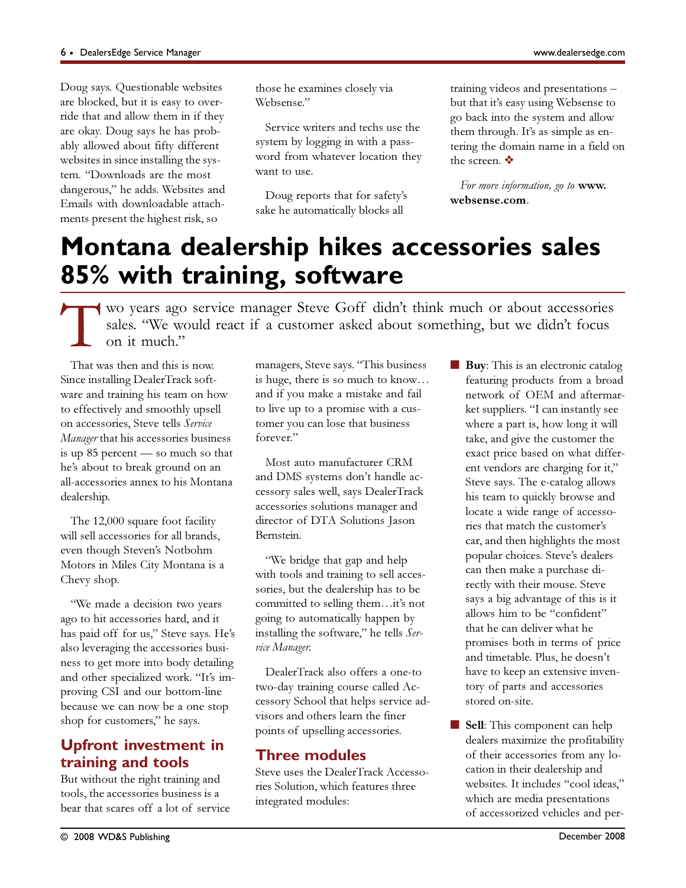Doug says. Questionable websites are blocked, but it is easy to override that and allow them in if they are okay. Doug says he has probably allowed about fifty different websites in since installing the system. "Downloads are the most dangerous," he adds. Websites and Emails with downloadable attachments present the highest risk, so those he examines closely via Websense."

Service writers and techs use the system by logging in with a password from whatever location they want to use.

Doug reports that for safety's sake he automatically blocks all training videos and presentations – but that it's easy using Websense to go back into the system and allow them through. It's as simple as entering the domain name in a field on the screen. ❖

*For more information, go to* **www.websense.com**.

# Montana dealership hikes accessories sales 85% with training, software

Two years ago service manager Steve Goff didn't think much or about accessories sales. "We would react if a customer asked about something, but we didn't focus on it much."

That was then and this is now. Since installing DealerTrack software and training his team on how to effectively and smoothly upsell on accessories, Steve tells *Service Manager* that his accessories business is up 85 percent — so much so that he's about to break ground on an all-accessories annex to his Montana dealership.

The 12,000 square foot facility will sell accessories for all brands, even though Steven's Notbohm Motors in Miles City Montana is a Chevy shop.

"We made a decision two years ago to hit accessories hard, and it has paid off for us," Steve says. He's also leveraging the accessories business to get more into body detailing and other specialized work. "It's improving CSI and our bottom-line because we can now be a one stop shop for customers," he says.

## Upfront investment in training and tools

But without the right training and tools, the accessories business is a bear that scares off a lot of service managers, Steve says. "This business is huge, there is so much to know… and if you make a mistake and fail to live up to a promise with a customer you can lose that business forever."

Most auto manufacturer CRM and DMS systems don't handle accessory sales well, says DealerTrack accessories solutions manager and director of DTA Solutions Jason Bernstein.

"We bridge that gap and help with tools and training to sell accessories, but the dealership has to be committed to selling them…it's not going to automatically happen by installing the software," he tells *Service Manager*.

DealerTrack also offers a one-to two-day training course called Accessory School that helps service advisors and others learn the finer points of upselling accessories.

## Three modules

Steve uses the DealerTrack Accessories Solution, which features three integrated modules:

- **Buy**: This is an electronic catalog featuring products from a broad network of OEM and aftermarket suppliers. "I can instantly see where a part is, how long it will take, and give the customer the exact price based on what different vendors are charging for it," Steve says. The e-catalog allows his team to quickly browse and locate a wide range of accessories that match the customer's car, and then highlights the most popular choices. Steve's dealers can then make a purchase directly with their mouse. Steve says a big advantage of this is it allows him to be "confident" that he can deliver what he promises both in terms of price and timetable. Plus, he doesn't have to keep an extensive inventory of parts and accessories stored on-site.
- **Sell**: This component can help dealers maximize the profitability of their accessories from any location in their dealership and websites. It includes "cool ideas," which are media presentations of accessorized vehicles and per-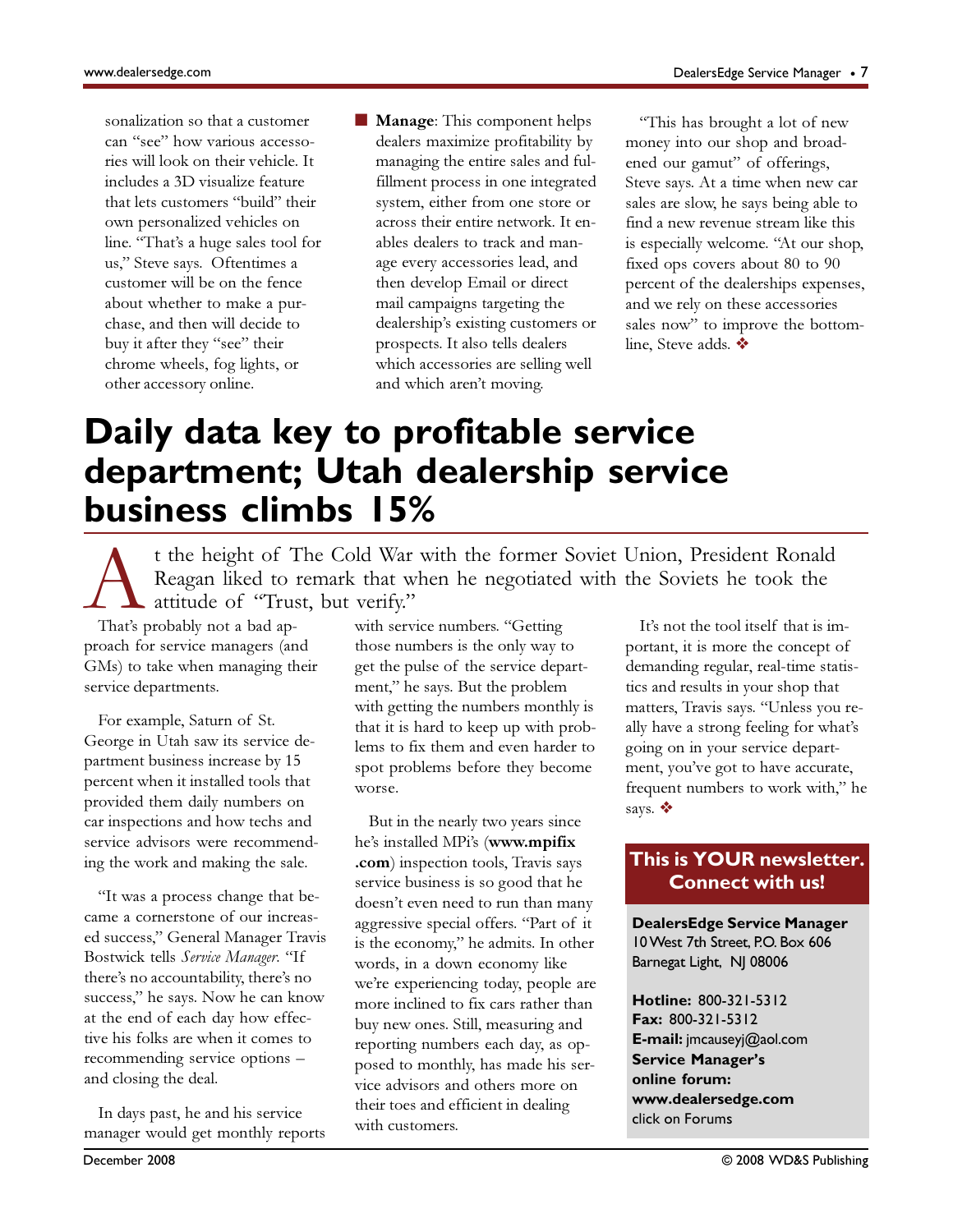sonalization so that a customer can "see" how various accessories will look on their vehicle. It includes a 3D visualize feature that lets customers "build" their own personalized vehicles on line. "That's a huge sales tool for us," Steve says. Oftentimes a customer will be on the fence about whether to make a purchase, and then will decide to buy it after they "see" their chrome wheels, fog lights, or other accessory online.

- **Manage**: This component helps dealers maximize profitability by managing the entire sales and fulfillment process in one integrated system, either from one store or across their entire network. It enables dealers to track and manage every accessories lead, and then develop Email or direct mail campaigns targeting the dealership's existing customers or prospects. It also tells dealers which accessories are selling well and which aren't moving.

"This has brought a lot of new money into our shop and broadened our gamut" of offerings, Steve says. At a time when new car sales are slow, he says being able to find a new revenue stream like this is especially welcome. "At our shop, fixed ops covers about 80 to 90 percent of the dealerships expenses, and we rely on these accessories sales now" to improve the bottom-line, Steve adds. ❖

# Daily data key to profitable service department; Utah dealership service business climbs 15%

At the height of The Cold War with the former Soviet Union, President Ronald Reagan liked to remark that when he negotiated with the Soviets he took the attitude of "Trust, but verify."

That's probably not a bad approach for service managers (and GMs) to take when managing their service departments.

For example, Saturn of St. George in Utah saw its service department business increase by 15 percent when it installed tools that provided them daily numbers on car inspections and how techs and service advisors were recommending the work and making the sale.

"It was a process change that became a cornerstone of our increased success," General Manager Travis Bostwick tells *Service Manager*. "If there's no accountability, there's no success," he says. Now he can know at the end of each day how effective his folks are when it comes to recommending service options – and closing the deal.

In days past, he and his service manager would get monthly reports with service numbers. "Getting those numbers is the only way to get the pulse of the service department," he says. But the problem with getting the numbers monthly is that it is hard to keep up with problems to fix them and even harder to spot problems before they become worse.

But in the nearly two years since he's installed MPi's (**www.mpifix.com**) inspection tools, Travis says service business is so good that he doesn't even need to run than many aggressive special offers. "Part of it is the economy," he admits. In other words, in a down economy like we're experiencing today, people are more inclined to fix cars rather than buy new ones. Still, measuring and reporting numbers each day, as opposed to monthly, has made his service advisors and others more on their toes and efficient in dealing with customers.

It's not the tool itself that is important, it is more the concept of demanding regular, real-time statistics and results in your shop that matters, Travis says. "Unless you really have a strong feeling for what's going on in your service department, you've got to have accurate, frequent numbers to work with," he says. ❖

**This is YOUR newsletter. Connect with us!**

**DealersEdge Service Manager**
10 West 7th Street, P.O. Box 606
Barnegat Light, NJ 08006

**Hotline:** 800-321-5312
**Fax:** 800-321-5312
**E-mail:** jmcauseyj@aol.com
**Service Manager's online forum:**
**www.dealersedge.com**
click on Forums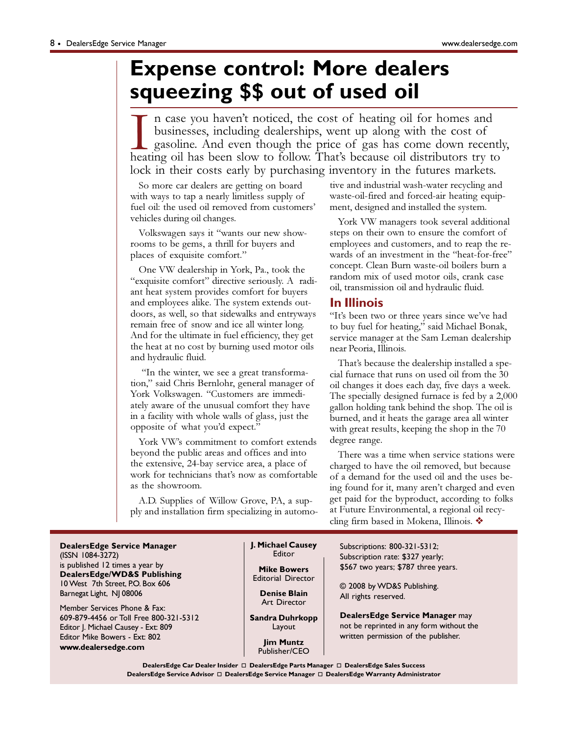# Expense control: More dealers squeezing $$ out of used oil

In case you haven't noticed, the cost of heating oil for homes and businesses, including dealerships, went up along with the cost of gasoline. And even though the price of gas has come down recently, heating oil has been slow to follow. That's because oil distributors try to lock in their costs early by purchasing inventory in the futures markets.

So more car dealers are getting on board with ways to tap a nearly limitless supply of fuel oil: the used oil removed from customers' vehicles during oil changes.

Volkswagen says it "wants our new showrooms to be gems, a thrill for buyers and places of exquisite comfort."

One VW dealership in York, Pa., took the "exquisite comfort" directive seriously. A radiant heat system provides comfort for buyers and employees alike. The system extends outdoors, as well, so that sidewalks and entryways remain free of snow and ice all winter long. And for the ultimate in fuel efficiency, they get the heat at no cost by burning used motor oils and hydraulic fluid.

"In the winter, we see a great transformation," said Chris Bernlohr, general manager of York Volkswagen. "Customers are immediately aware of the unusual comfort they have in a facility with whole walls of glass, just the opposite of what you'd expect."

York VW's commitment to comfort extends beyond the public areas and offices and into the extensive, 24-bay service area, a place of work for technicians that's now as comfortable as the showroom.

A.D. Supplies of Willow Grove, PA, a supply and installation firm specializing in automotive and industrial wash-water recycling and waste-oil-fired and forced-air heating equipment, designed and installed the system.

York VW managers took several additional steps on their own to ensure the comfort of employees and customers, and to reap the rewards of an investment in the "heat-for-free" concept. Clean Burn waste-oil boilers burn a random mix of used motor oils, crank case oil, transmission oil and hydraulic fluid.

## In Illinois

"It's been two or three years since we've had to buy fuel for heating," said Michael Bonak, service manager at the Sam Leman dealership near Peoria, Illinois.

That's because the dealership installed a special furnace that runs on used oil from the 30 oil changes it does each day, five days a week. The specially designed furnace is fed by a 2,000 gallon holding tank behind the shop. The oil is burned, and it heats the garage area all winter with great results, keeping the shop in the 70 degree range.

There was a time when service stations were charged to have the oil removed, but because of a demand for the used oil and the uses being found for it, many aren't charged and even get paid for the byproduct, according to folks at Future Environmental, a regional oil recycling firm based in Mokena, Illinois. ❖

---

**DealersEdge Service Manager**
(ISSN 1084-3272)
is published 12 times a year by
**DealersEdge/WD&S Publishing**
10 West 7th Street, P.O. Box 606
Barnegat Light, NJ 08006

Member Services Phone & Fax:
609-879-4456 or Toll Free 800-321-5312
Editor J. Michael Causey - Ext: 809
Editor Mike Bowers - Ext: 802
**www.dealersedge.com**

**J. Michael Causey**
Editor

**Mike Bowers**
Editorial Director

**Denise Blain**
Art Director

**Sandra Duhrkopp**
Layout

**Jim Muntz**
Publisher/CEO

Subscriptions: 800-321-5312;
Subscription rate: $327 yearly;
$567 two years; $787 three years.

© 2008 by WD&S Publishing.
All rights reserved.

**DealersEdge Service Manager** may not be reprinted in any form without the written permission of the publisher.

**DealersEdge Car Dealer Insider** ◻ **DealersEdge Parts Manager** ◻ **DealersEdge Sales Success**
**DealersEdge Service Advisor** ◻ **DealersEdge Service Manager** ◻ **DealersEdge Warranty Administrator**